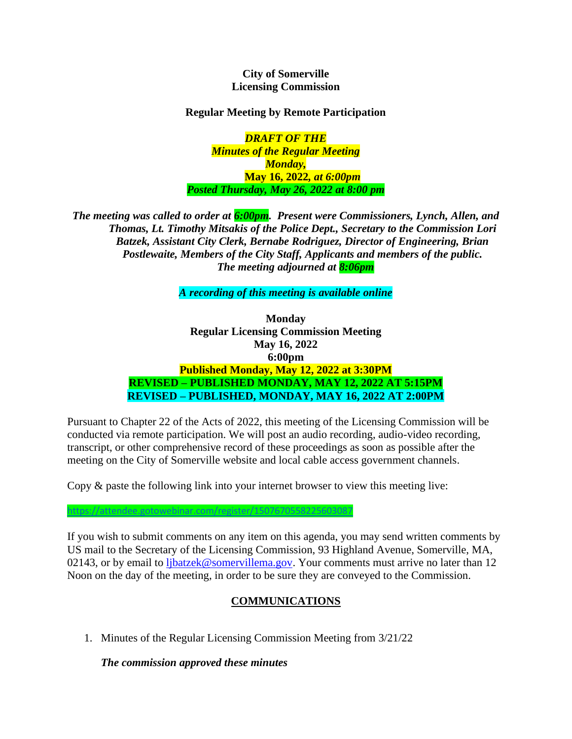**City of Somerville**
**Licensing Commission**

**Regular Meeting by Remote Participation**

***DRAFT OF THE***
***Minutes of the Regular Meeting***
***Monday,***
**May 16, 2022,** ***at 6:00pm***
***Posted Thursday, May 26, 2022 at 8:00 pm***

***The meeting was called to order at 6:00pm. Present were Commissioners, Lynch, Allen, and Thomas, Lt. Timothy Mitsakis of the Police Dept., Secretary to the Commission Lori Batzek, Assistant City Clerk, Bernabe Rodriguez, Director of Engineering, Brian Postlewaite, Members of the City Staff, Applicants and members of the public. The meeting adjourned at 8:06pm***

***A recording of this meeting is available online***

**Monday**
**Regular Licensing Commission Meeting**
**May 16, 2022**
**6:00pm**
**Published Monday, May 12, 2022 at 3:30PM**
**REVISED – PUBLISHED MONDAY, MAY 12, 2022 AT 5:15PM**
**REVISED – PUBLISHED, MONDAY, MAY 16, 2022 AT 2:00PM**

Pursuant to Chapter 22 of the Acts of 2022, this meeting of the Licensing Commission will be conducted via remote participation. We will post an audio recording, audio-video recording, transcript, or other comprehensive record of these proceedings as soon as possible after the meeting on the City of Somerville website and local cable access government channels.

Copy & paste the following link into your internet browser to view this meeting live:

https://attendee.gotowebinar.com/register/1507670558225603087

If you wish to submit comments on any item on this agenda, you may send written comments by US mail to the Secretary of the Licensing Commission, 93 Highland Avenue, Somerville, MA, 02143, or by email to ljbatzek@somervillema.gov. Your comments must arrive no later than 12 Noon on the day of the meeting, in order to be sure they are conveyed to the Commission.

## COMMUNICATIONS

1. Minutes of the Regular Licensing Commission Meeting from 3/21/22

   ***The commission approved these minutes***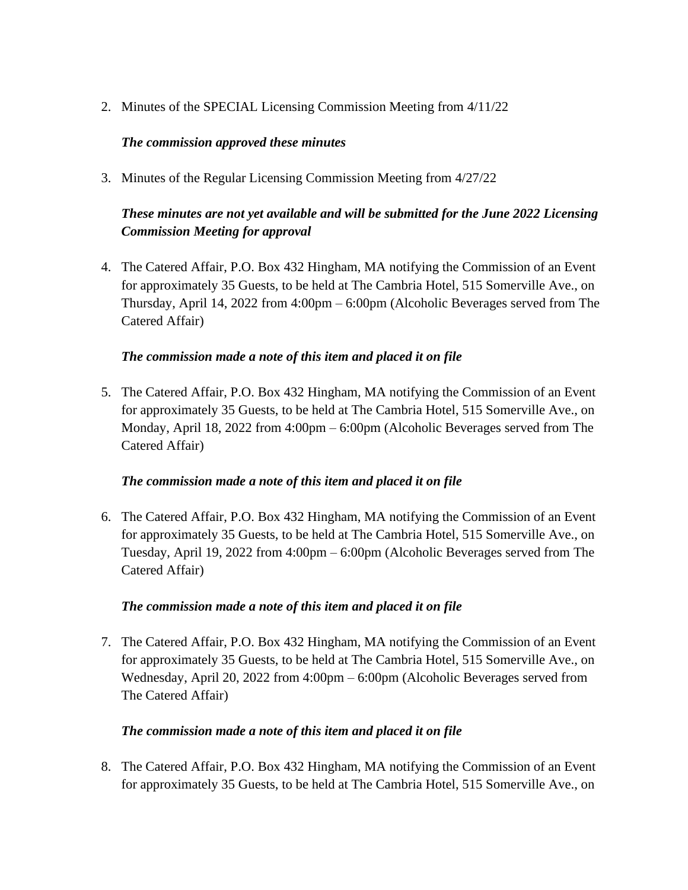2. Minutes of the SPECIAL Licensing Commission Meeting from 4/11/22

   ***The commission approved these minutes***

3. Minutes of the Regular Licensing Commission Meeting from 4/27/22

   ***These minutes are not yet available and will be submitted for the June 2022 Licensing Commission Meeting for approval***

4. The Catered Affair, P.O. Box 432 Hingham, MA notifying the Commission of an Event for approximately 35 Guests, to be held at The Cambria Hotel, 515 Somerville Ave., on Thursday, April 14, 2022 from 4:00pm – 6:00pm (Alcoholic Beverages served from The Catered Affair)

   ***The commission made a note of this item and placed it on file***

5. The Catered Affair, P.O. Box 432 Hingham, MA notifying the Commission of an Event for approximately 35 Guests, to be held at The Cambria Hotel, 515 Somerville Ave., on Monday, April 18, 2022 from 4:00pm – 6:00pm (Alcoholic Beverages served from The Catered Affair)

   ***The commission made a note of this item and placed it on file***

6. The Catered Affair, P.O. Box 432 Hingham, MA notifying the Commission of an Event for approximately 35 Guests, to be held at The Cambria Hotel, 515 Somerville Ave., on Tuesday, April 19, 2022 from 4:00pm – 6:00pm (Alcoholic Beverages served from The Catered Affair)

   ***The commission made a note of this item and placed it on file***

7. The Catered Affair, P.O. Box 432 Hingham, MA notifying the Commission of an Event for approximately 35 Guests, to be held at The Cambria Hotel, 515 Somerville Ave., on Wednesday, April 20, 2022 from 4:00pm – 6:00pm (Alcoholic Beverages served from The Catered Affair)

   ***The commission made a note of this item and placed it on file***

8. The Catered Affair, P.O. Box 432 Hingham, MA notifying the Commission of an Event for approximately 35 Guests, to be held at The Cambria Hotel, 515 Somerville Ave., on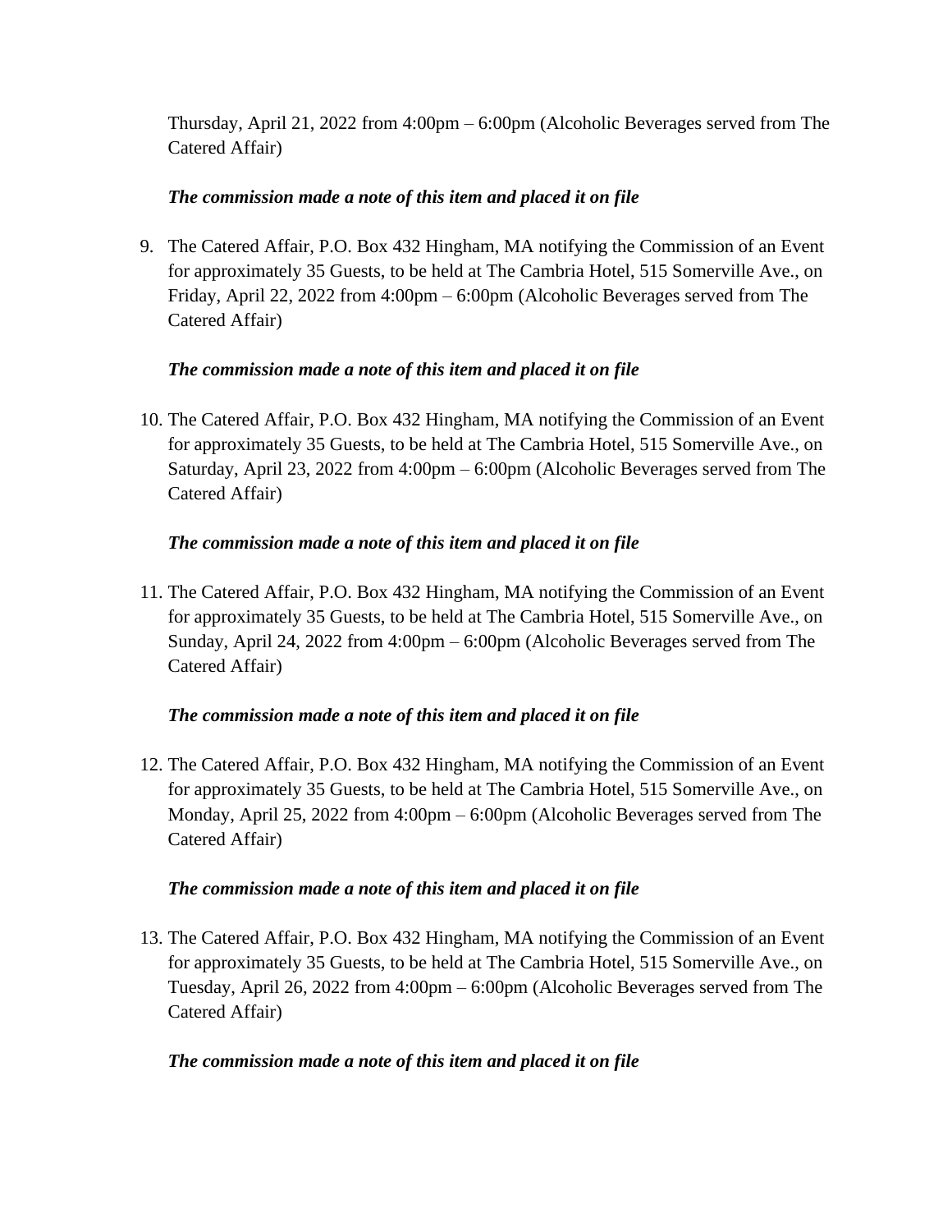Thursday, April 21, 2022 from 4:00pm – 6:00pm (Alcoholic Beverages served from The Catered Affair)

***The commission made a note of this item and placed it on file***

9. The Catered Affair, P.O. Box 432 Hingham, MA notifying the Commission of an Event for approximately 35 Guests, to be held at The Cambria Hotel, 515 Somerville Ave., on Friday, April 22, 2022 from 4:00pm – 6:00pm (Alcoholic Beverages served from The Catered Affair)

   ***The commission made a note of this item and placed it on file***

10. The Catered Affair, P.O. Box 432 Hingham, MA notifying the Commission of an Event for approximately 35 Guests, to be held at The Cambria Hotel, 515 Somerville Ave., on Saturday, April 23, 2022 from 4:00pm – 6:00pm (Alcoholic Beverages served from The Catered Affair)

    ***The commission made a note of this item and placed it on file***

11. The Catered Affair, P.O. Box 432 Hingham, MA notifying the Commission of an Event for approximately 35 Guests, to be held at The Cambria Hotel, 515 Somerville Ave., on Sunday, April 24, 2022 from 4:00pm – 6:00pm (Alcoholic Beverages served from The Catered Affair)

    ***The commission made a note of this item and placed it on file***

12. The Catered Affair, P.O. Box 432 Hingham, MA notifying the Commission of an Event for approximately 35 Guests, to be held at The Cambria Hotel, 515 Somerville Ave., on Monday, April 25, 2022 from 4:00pm – 6:00pm (Alcoholic Beverages served from The Catered Affair)

    ***The commission made a note of this item and placed it on file***

13. The Catered Affair, P.O. Box 432 Hingham, MA notifying the Commission of an Event for approximately 35 Guests, to be held at The Cambria Hotel, 515 Somerville Ave., on Tuesday, April 26, 2022 from 4:00pm – 6:00pm (Alcoholic Beverages served from The Catered Affair)

    ***The commission made a note of this item and placed it on file***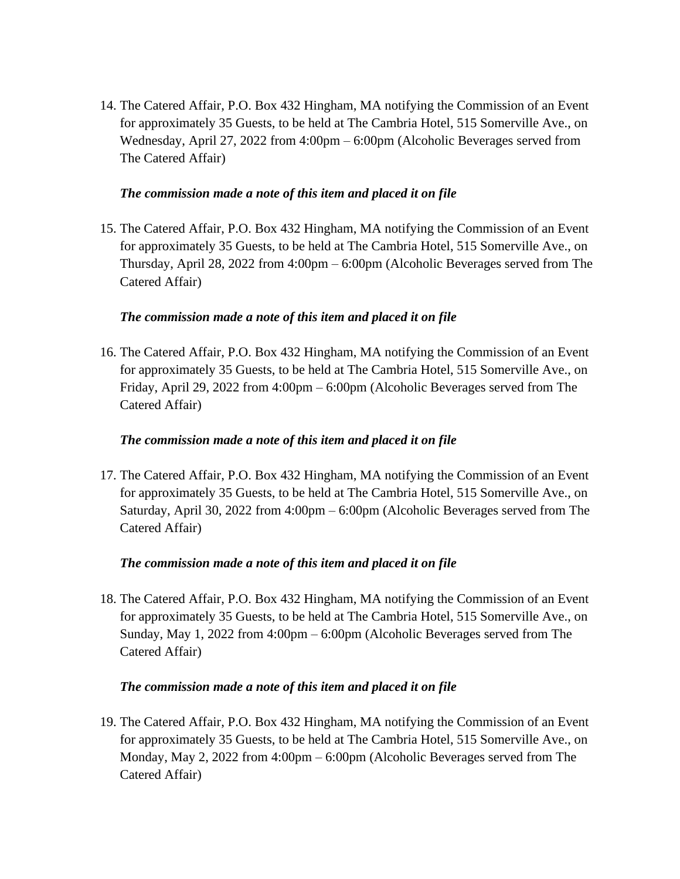14. The Catered Affair, P.O. Box 432 Hingham, MA notifying the Commission of an Event for approximately 35 Guests, to be held at The Cambria Hotel, 515 Somerville Ave., on Wednesday, April 27, 2022 from 4:00pm – 6:00pm (Alcoholic Beverages served from The Catered Affair)

    ***The commission made a note of this item and placed it on file***

15. The Catered Affair, P.O. Box 432 Hingham, MA notifying the Commission of an Event for approximately 35 Guests, to be held at The Cambria Hotel, 515 Somerville Ave., on Thursday, April 28, 2022 from 4:00pm – 6:00pm (Alcoholic Beverages served from The Catered Affair)

    ***The commission made a note of this item and placed it on file***

16. The Catered Affair, P.O. Box 432 Hingham, MA notifying the Commission of an Event for approximately 35 Guests, to be held at The Cambria Hotel, 515 Somerville Ave., on Friday, April 29, 2022 from 4:00pm – 6:00pm (Alcoholic Beverages served from The Catered Affair)

    ***The commission made a note of this item and placed it on file***

17. The Catered Affair, P.O. Box 432 Hingham, MA notifying the Commission of an Event for approximately 35 Guests, to be held at The Cambria Hotel, 515 Somerville Ave., on Saturday, April 30, 2022 from 4:00pm – 6:00pm (Alcoholic Beverages served from The Catered Affair)

    ***The commission made a note of this item and placed it on file***

18. The Catered Affair, P.O. Box 432 Hingham, MA notifying the Commission of an Event for approximately 35 Guests, to be held at The Cambria Hotel, 515 Somerville Ave., on Sunday, May 1, 2022 from 4:00pm – 6:00pm (Alcoholic Beverages served from The Catered Affair)

    ***The commission made a note of this item and placed it on file***

19. The Catered Affair, P.O. Box 432 Hingham, MA notifying the Commission of an Event for approximately 35 Guests, to be held at The Cambria Hotel, 515 Somerville Ave., on Monday, May 2, 2022 from 4:00pm – 6:00pm (Alcoholic Beverages served from The Catered Affair)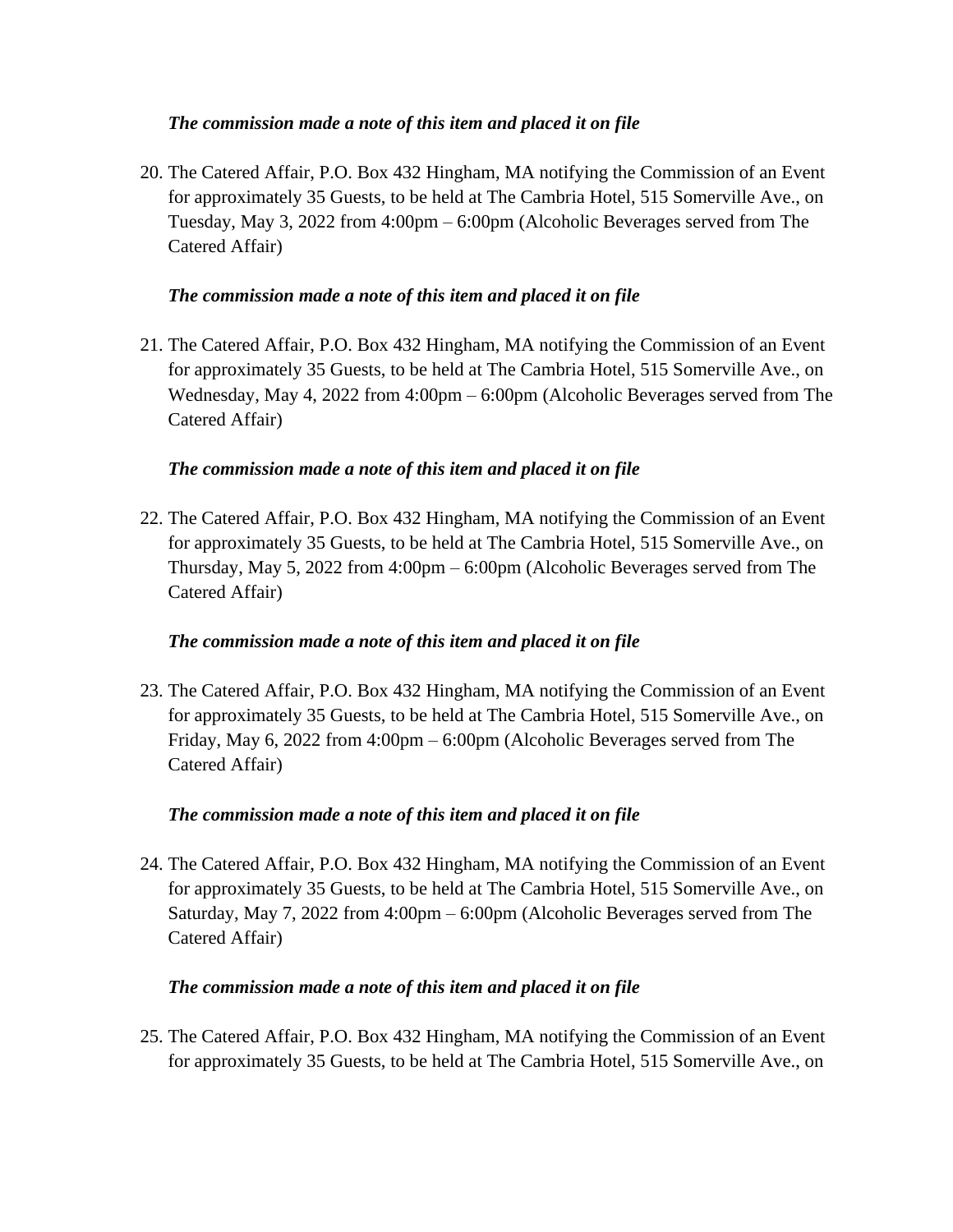***The commission made a note of this item and placed it on file***

20. The Catered Affair, P.O. Box 432 Hingham, MA notifying the Commission of an Event for approximately 35 Guests, to be held at The Cambria Hotel, 515 Somerville Ave., on Tuesday, May 3, 2022 from 4:00pm – 6:00pm (Alcoholic Beverages served from The Catered Affair)

    ***The commission made a note of this item and placed it on file***

21. The Catered Affair, P.O. Box 432 Hingham, MA notifying the Commission of an Event for approximately 35 Guests, to be held at The Cambria Hotel, 515 Somerville Ave., on Wednesday, May 4, 2022 from 4:00pm – 6:00pm (Alcoholic Beverages served from The Catered Affair)

    ***The commission made a note of this item and placed it on file***

22. The Catered Affair, P.O. Box 432 Hingham, MA notifying the Commission of an Event for approximately 35 Guests, to be held at The Cambria Hotel, 515 Somerville Ave., on Thursday, May 5, 2022 from 4:00pm – 6:00pm (Alcoholic Beverages served from The Catered Affair)

    ***The commission made a note of this item and placed it on file***

23. The Catered Affair, P.O. Box 432 Hingham, MA notifying the Commission of an Event for approximately 35 Guests, to be held at The Cambria Hotel, 515 Somerville Ave., on Friday, May 6, 2022 from 4:00pm – 6:00pm (Alcoholic Beverages served from The Catered Affair)

    ***The commission made a note of this item and placed it on file***

24. The Catered Affair, P.O. Box 432 Hingham, MA notifying the Commission of an Event for approximately 35 Guests, to be held at The Cambria Hotel, 515 Somerville Ave., on Saturday, May 7, 2022 from 4:00pm – 6:00pm (Alcoholic Beverages served from The Catered Affair)

    ***The commission made a note of this item and placed it on file***

25. The Catered Affair, P.O. Box 432 Hingham, MA notifying the Commission of an Event for approximately 35 Guests, to be held at The Cambria Hotel, 515 Somerville Ave., on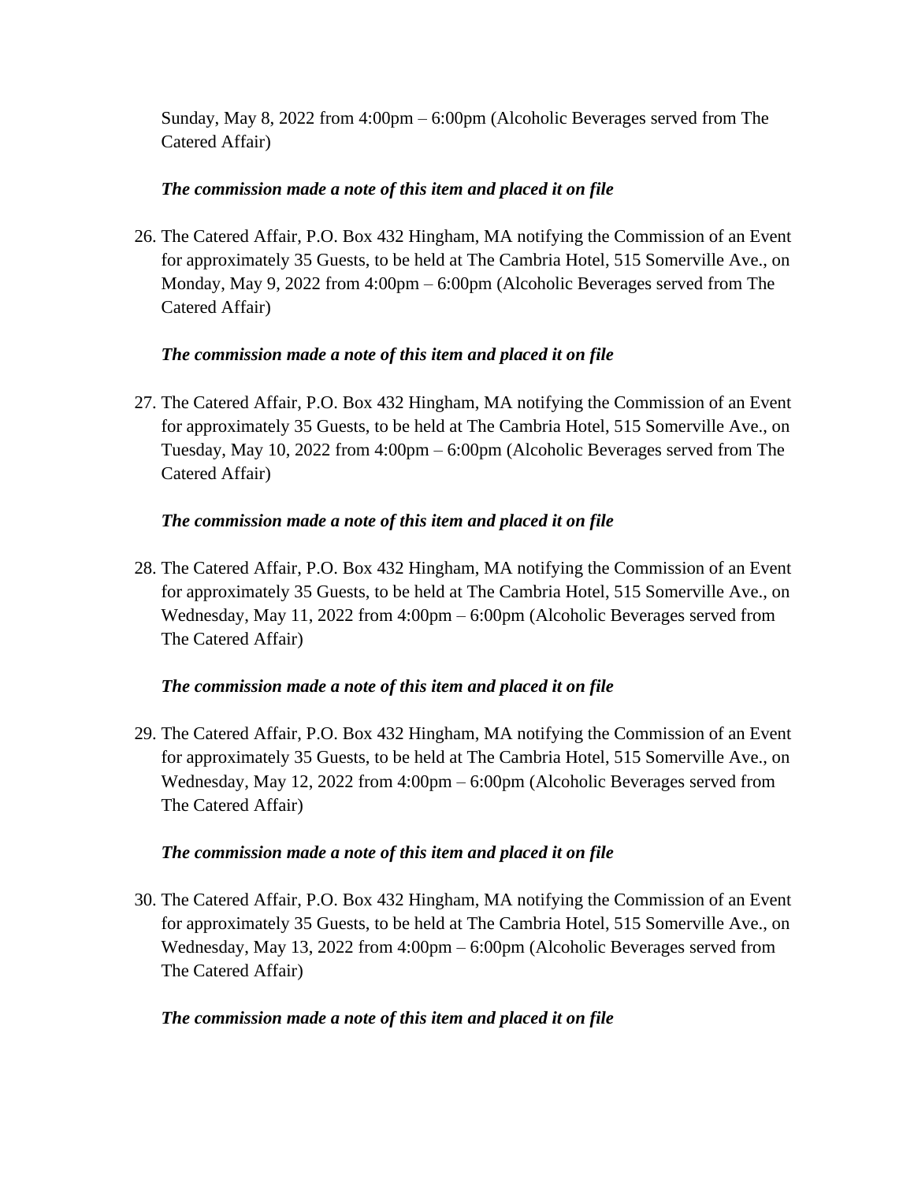Sunday, May 8, 2022 from 4:00pm – 6:00pm (Alcoholic Beverages served from The Catered Affair)

***The commission made a note of this item and placed it on file***

26. The Catered Affair, P.O. Box 432 Hingham, MA notifying the Commission of an Event for approximately 35 Guests, to be held at The Cambria Hotel, 515 Somerville Ave., on Monday, May 9, 2022 from 4:00pm – 6:00pm (Alcoholic Beverages served from The Catered Affair)

    ***The commission made a note of this item and placed it on file***

27. The Catered Affair, P.O. Box 432 Hingham, MA notifying the Commission of an Event for approximately 35 Guests, to be held at The Cambria Hotel, 515 Somerville Ave., on Tuesday, May 10, 2022 from 4:00pm – 6:00pm (Alcoholic Beverages served from The Catered Affair)

    ***The commission made a note of this item and placed it on file***

28. The Catered Affair, P.O. Box 432 Hingham, MA notifying the Commission of an Event for approximately 35 Guests, to be held at The Cambria Hotel, 515 Somerville Ave., on Wednesday, May 11, 2022 from 4:00pm – 6:00pm (Alcoholic Beverages served from The Catered Affair)

    ***The commission made a note of this item and placed it on file***

29. The Catered Affair, P.O. Box 432 Hingham, MA notifying the Commission of an Event for approximately 35 Guests, to be held at The Cambria Hotel, 515 Somerville Ave., on Wednesday, May 12, 2022 from 4:00pm – 6:00pm (Alcoholic Beverages served from The Catered Affair)

    ***The commission made a note of this item and placed it on file***

30. The Catered Affair, P.O. Box 432 Hingham, MA notifying the Commission of an Event for approximately 35 Guests, to be held at The Cambria Hotel, 515 Somerville Ave., on Wednesday, May 13, 2022 from 4:00pm – 6:00pm (Alcoholic Beverages served from The Catered Affair)

    ***The commission made a note of this item and placed it on file***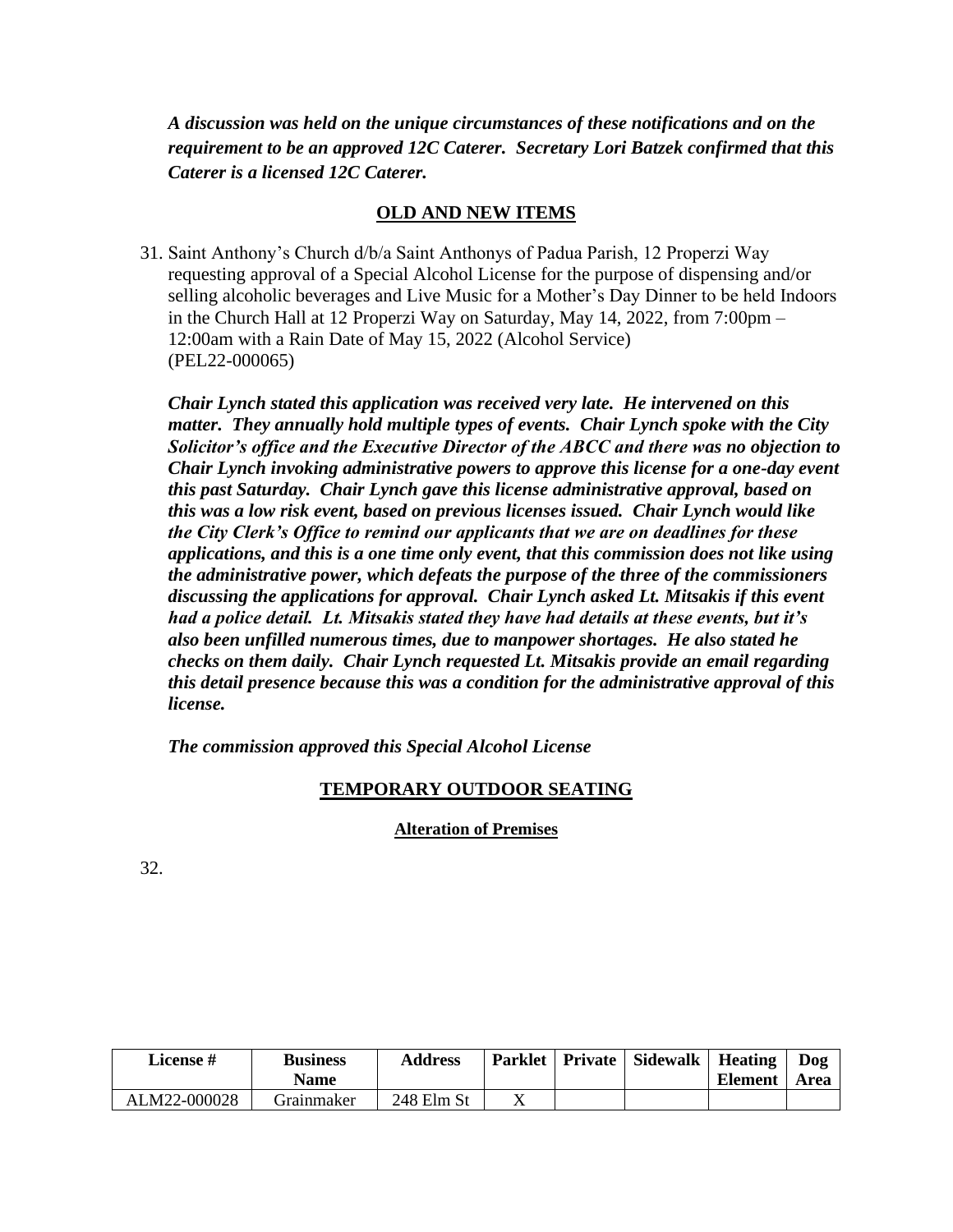***A discussion was held on the unique circumstances of these notifications and on the requirement to be an approved 12C Caterer. Secretary Lori Batzek confirmed that this Caterer is a licensed 12C Caterer.***

## OLD AND NEW ITEMS

31. Saint Anthony's Church d/b/a Saint Anthonys of Padua Parish, 12 Properzi Way requesting approval of a Special Alcohol License for the purpose of dispensing and/or selling alcoholic beverages and Live Music for a Mother's Day Dinner to be held Indoors in the Church Hall at 12 Properzi Way on Saturday, May 14, 2022, from 7:00pm – 12:00am with a Rain Date of May 15, 2022 (Alcohol Service) (PEL22-000065)

    ***Chair Lynch stated this application was received very late. He intervened on this matter. They annually hold multiple types of events. Chair Lynch spoke with the City Solicitor's office and the Executive Director of the ABCC and there was no objection to Chair Lynch invoking administrative powers to approve this license for a one-day event this past Saturday. Chair Lynch gave this license administrative approval, based on this was a low risk event, based on previous licenses issued. Chair Lynch would like the City Clerk's Office to remind our applicants that we are on deadlines for these applications, and this is a one time only event, that this commission does not like using the administrative power, which defeats the purpose of the three of the commissioners discussing the applications for approval. Chair Lynch asked Lt. Mitsakis if this event had a police detail. Lt. Mitsakis stated they have had details at these events, but it's also been unfilled numerous times, due to manpower shortages. He also stated he checks on them daily. Chair Lynch requested Lt. Mitsakis provide an email regarding this detail presence because this was a condition for the administrative approval of this license.***

    ***The commission approved this Special Alcohol License***

## TEMPORARY OUTDOOR SEATING

### Alteration of Premises

32.

| License # | Business Name | Address | Parklet | Private | Sidewalk | Heating Element | Dog Area |
|---|---|---|---|---|---|---|---|
| ALM22-000028 | Grainmaker | 248 Elm St | X | | | | |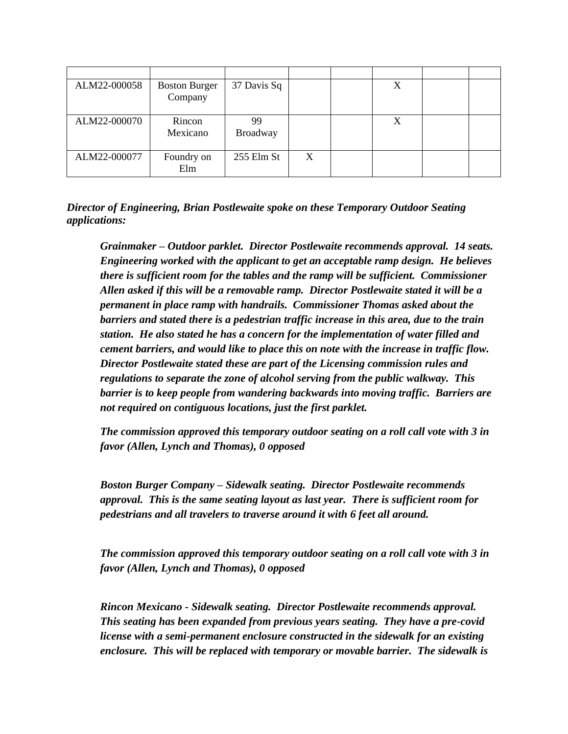| | | | | | | | |
|---|---|---|---|---|---|---|---|
| ALM22-000058 | Boston Burger Company | 37 Davis Sq | | | X | | |
| ALM22-000070 | Rincon Mexicano | 99 Broadway | | | X | | |
| ALM22-000077 | Foundry on Elm | 255 Elm St | X | | | | |

***Director of Engineering, Brian Postlewaite spoke on these Temporary Outdoor Seating applications:***

> ***Grainmaker – Outdoor parklet. Director Postlewaite recommends approval. 14 seats. Engineering worked with the applicant to get an acceptable ramp design. He believes there is sufficient room for the tables and the ramp will be sufficient. Commissioner Allen asked if this will be a removable ramp. Director Postlewaite stated it will be a permanent in place ramp with handrails. Commissioner Thomas asked about the barriers and stated there is a pedestrian traffic increase in this area, due to the train station. He also stated he has a concern for the implementation of water filled and cement barriers, and would like to place this on note with the increase in traffic flow. Director Postlewaite stated these are part of the Licensing commission rules and regulations to separate the zone of alcohol serving from the public walkway. This barrier is to keep people from wandering backwards into moving traffic. Barriers are not required on contiguous locations, just the first parklet.***
>
> ***The commission approved this temporary outdoor seating on a roll call vote with 3 in favor (Allen, Lynch and Thomas), 0 opposed***
>
> ***Boston Burger Company – Sidewalk seating. Director Postlewaite recommends approval. This is the same seating layout as last year. There is sufficient room for pedestrians and all travelers to traverse around it with 6 feet all around.***
>
> ***The commission approved this temporary outdoor seating on a roll call vote with 3 in favor (Allen, Lynch and Thomas), 0 opposed***
>
> ***Rincon Mexicano - Sidewalk seating. Director Postlewaite recommends approval. This seating has been expanded from previous years seating. They have a pre-covid license with a semi-permanent enclosure constructed in the sidewalk for an existing enclosure. This will be replaced with temporary or movable barrier. The sidewalk is***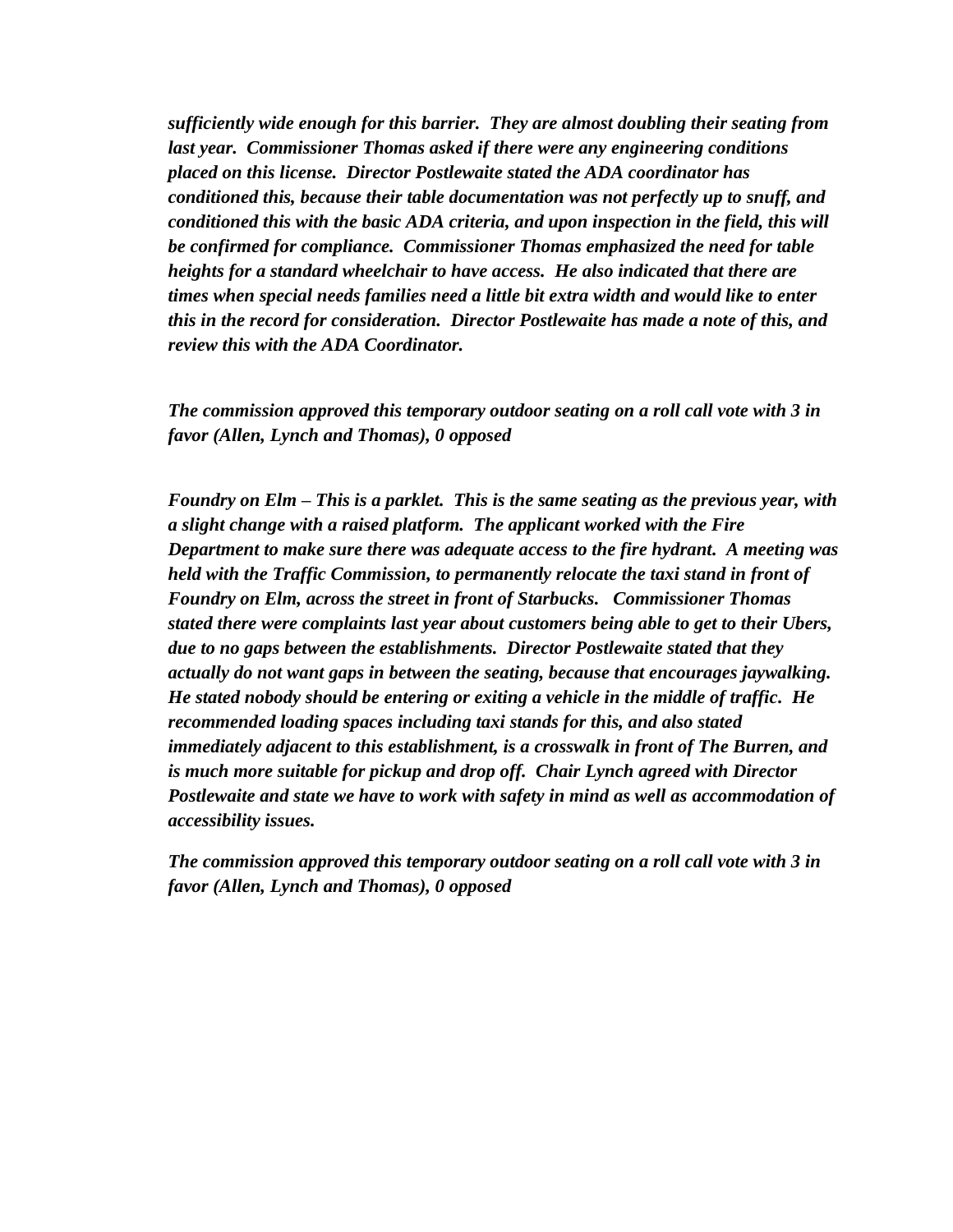***sufficiently wide enough for this barrier.  They are almost doubling their seating from last year.  Commissioner Thomas asked if there were any engineering conditions placed on this license.  Director Postlewaite stated the ADA coordinator has conditioned this, because their table documentation was not perfectly up to snuff, and conditioned this with the basic ADA criteria, and upon inspection in the field, this will be confirmed for compliance.  Commissioner Thomas emphasized the need for table heights for a standard wheelchair to have access.  He also indicated that there are times when special needs families need a little bit extra width and would like to enter this in the record for consideration.  Director Postlewaite has made a note of this, and review this with the ADA Coordinator.***

***The commission approved this temporary outdoor seating on a roll call vote with 3 in favor (Allen, Lynch and Thomas), 0 opposed***

***Foundry on Elm – This is a parklet.  This is the same seating as the previous year, with a slight change with a raised platform.  The applicant worked with the Fire Department to make sure there was adequate access to the fire hydrant.  A meeting was held with the Traffic Commission, to permanently relocate the taxi stand in front of Foundry on Elm, across the street in front of Starbucks.   Commissioner Thomas stated there were complaints last year about customers being able to get to their Ubers, due to no gaps between the establishments.  Director Postlewaite stated that they actually do not want gaps in between the seating, because that encourages jaywalking.  He stated nobody should be entering or exiting a vehicle in the middle of traffic.  He recommended loading spaces including taxi stands for this, and also stated immediately adjacent to this establishment, is a crosswalk in front of The Burren, and is much more suitable for pickup and drop off.  Chair Lynch agreed with Director Postlewaite and state we have to work with safety in mind as well as accommodation of accessibility issues.***

***The commission approved this temporary outdoor seating on a roll call vote with 3 in favor (Allen, Lynch and Thomas), 0 opposed***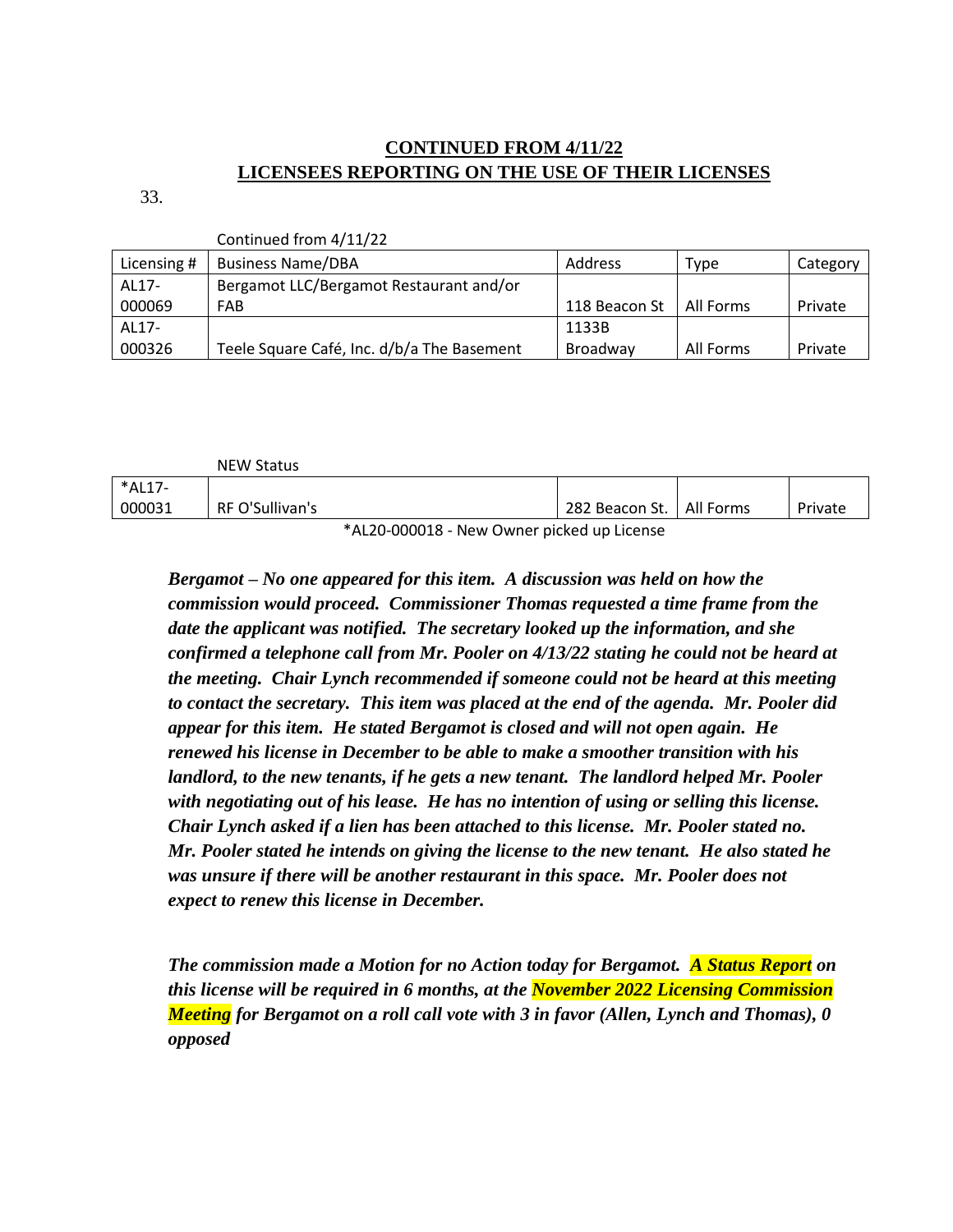## CONTINUED FROM 4/11/22
## LICENSEES REPORTING ON THE USE OF THEIR LICENSES

33.

Continued from 4/11/22

| Licensing # | Business Name/DBA | Address | Type | Category |
|---|---|---|---|---|
| AL17-000069 | Bergamot LLC/Bergamot Restaurant and/or FAB | 118 Beacon St | All Forms | Private |
| AL17-000326 | Teele Square Café, Inc. d/b/a The Basement | 1133B Broadway | All Forms | Private |

NEW Status

| Licensing # | Business Name/DBA | Address | Type | Category |
|---|---|---|---|---|
| *AL17-000031 | RF O'Sullivan's | 282 Beacon St. | All Forms | Private |

*AL20-000018 - New Owner picked up License

***Bergamot – No one appeared for this item. A discussion was held on how the commission would proceed. Commissioner Thomas requested a time frame from the date the applicant was notified. The secretary looked up the information, and she confirmed a telephone call from Mr. Pooler on 4/13/22 stating he could not be heard at the meeting. Chair Lynch recommended if someone could not be heard at this meeting to contact the secretary. This item was placed at the end of the agenda. Mr. Pooler did appear for this item. He stated Bergamot is closed and will not open again. He renewed his license in December to be able to make a smoother transition with his landlord, to the new tenants, if he gets a new tenant. The landlord helped Mr. Pooler with negotiating out of his lease. He has no intention of using or selling this license. Chair Lynch asked if a lien has been attached to this license. Mr. Pooler stated no. Mr. Pooler stated he intends on giving the license to the new tenant. He also stated he was unsure if there will be another restaurant in this space. Mr. Pooler does not expect to renew this license in December.***

***The commission made a Motion for no Action today for Bergamot. A Status Report on this license will be required in 6 months, at the November 2022 Licensing Commission Meeting for Bergamot on a roll call vote with 3 in favor (Allen, Lynch and Thomas), 0 opposed***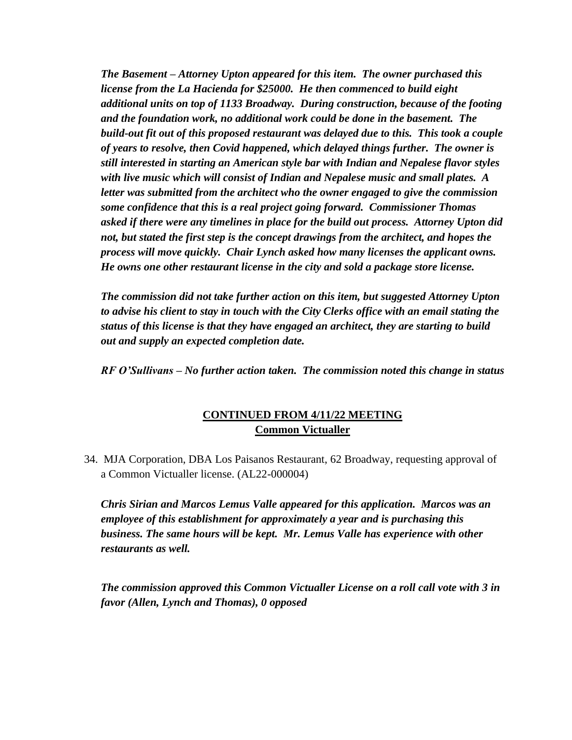***The Basement – Attorney Upton appeared for this item. The owner purchased this license from the La Hacienda for $25000. He then commenced to build eight additional units on top of 1133 Broadway. During construction, because of the footing and the foundation work, no additional work could be done in the basement. The build-out fit out of this proposed restaurant was delayed due to this. This took a couple of years to resolve, then Covid happened, which delayed things further. The owner is still interested in starting an American style bar with Indian and Nepalese flavor styles with live music which will consist of Indian and Nepalese music and small plates. A letter was submitted from the architect who the owner engaged to give the commission some confidence that this is a real project going forward. Commissioner Thomas asked if there were any timelines in place for the build out process. Attorney Upton did not, but stated the first step is the concept drawings from the architect, and hopes the process will move quickly. Chair Lynch asked how many licenses the applicant owns. He owns one other restaurant license in the city and sold a package store license.***

***The commission did not take further action on this item, but suggested Attorney Upton to advise his client to stay in touch with the City Clerks office with an email stating the status of this license is that they have engaged an architect, they are starting to build out and supply an expected completion date.***

***RF O'Sullivans – No further action taken. The commission noted this change in status***

**CONTINUED FROM 4/11/22 MEETING**
**Common Victualler**

34. MJA Corporation, DBA Los Paisanos Restaurant, 62 Broadway, requesting approval of a Common Victualler license. (AL22-000004)

***Chris Sirian and Marcos Lemus Valle appeared for this application. Marcos was an employee of this establishment for approximately a year and is purchasing this business. The same hours will be kept. Mr. Lemus Valle has experience with other restaurants as well.***

***The commission approved this Common Victualler License on a roll call vote with 3 in favor (Allen, Lynch and Thomas), 0 opposed***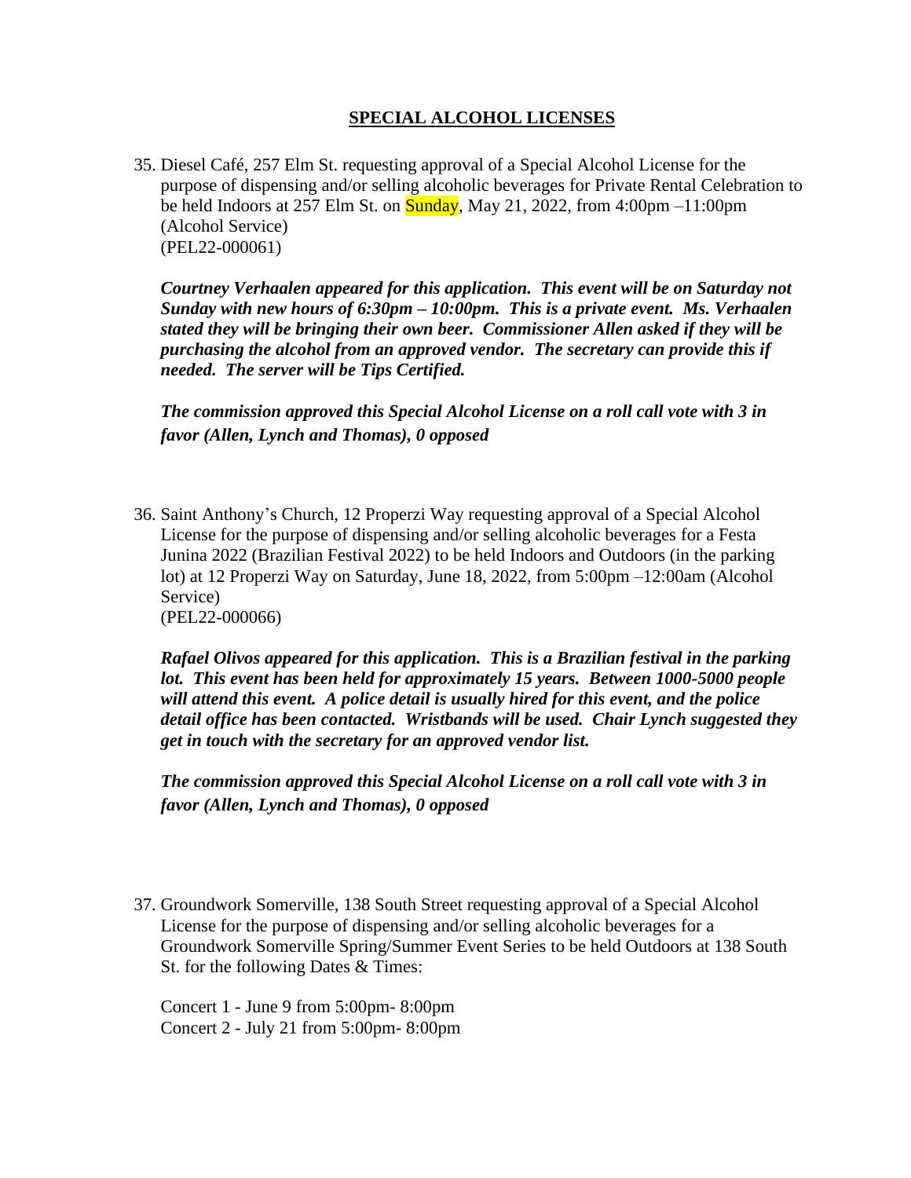## SPECIAL ALCOHOL LICENSES

35. Diesel Café, 257 Elm St. requesting approval of a Special Alcohol License for the purpose of dispensing and/or selling alcoholic beverages for Private Rental Celebration to be held Indoors at 257 Elm St. on Sunday, May 21, 2022, from 4:00pm –11:00pm (Alcohol Service)
(PEL22-000061)

***Courtney Verhaalen appeared for this application. This event will be on Saturday not Sunday with new hours of 6:30pm – 10:00pm. This is a private event. Ms. Verhaalen stated they will be bringing their own beer. Commissioner Allen asked if they will be purchasing the alcohol from an approved vendor. The secretary can provide this if needed. The server will be Tips Certified.***

***The commission approved this Special Alcohol License on a roll call vote with 3 in favor (Allen, Lynch and Thomas), 0 opposed***

36. Saint Anthony's Church, 12 Properzi Way requesting approval of a Special Alcohol License for the purpose of dispensing and/or selling alcoholic beverages for a Festa Junina 2022 (Brazilian Festival 2022) to be held Indoors and Outdoors (in the parking lot) at 12 Properzi Way on Saturday, June 18, 2022, from 5:00pm –12:00am (Alcohol Service)
(PEL22-000066)

***Rafael Olivos appeared for this application. This is a Brazilian festival in the parking lot. This event has been held for approximately 15 years. Between 1000-5000 people will attend this event. A police detail is usually hired for this event, and the police detail office has been contacted. Wristbands will be used. Chair Lynch suggested they get in touch with the secretary for an approved vendor list.***

***The commission approved this Special Alcohol License on a roll call vote with 3 in favor (Allen, Lynch and Thomas), 0 opposed***

37. Groundwork Somerville, 138 South Street requesting approval of a Special Alcohol License for the purpose of dispensing and/or selling alcoholic beverages for a Groundwork Somerville Spring/Summer Event Series to be held Outdoors at 138 South St. for the following Dates & Times:

Concert 1 - June 9 from 5:00pm- 8:00pm
Concert 2 - July 21 from 5:00pm- 8:00pm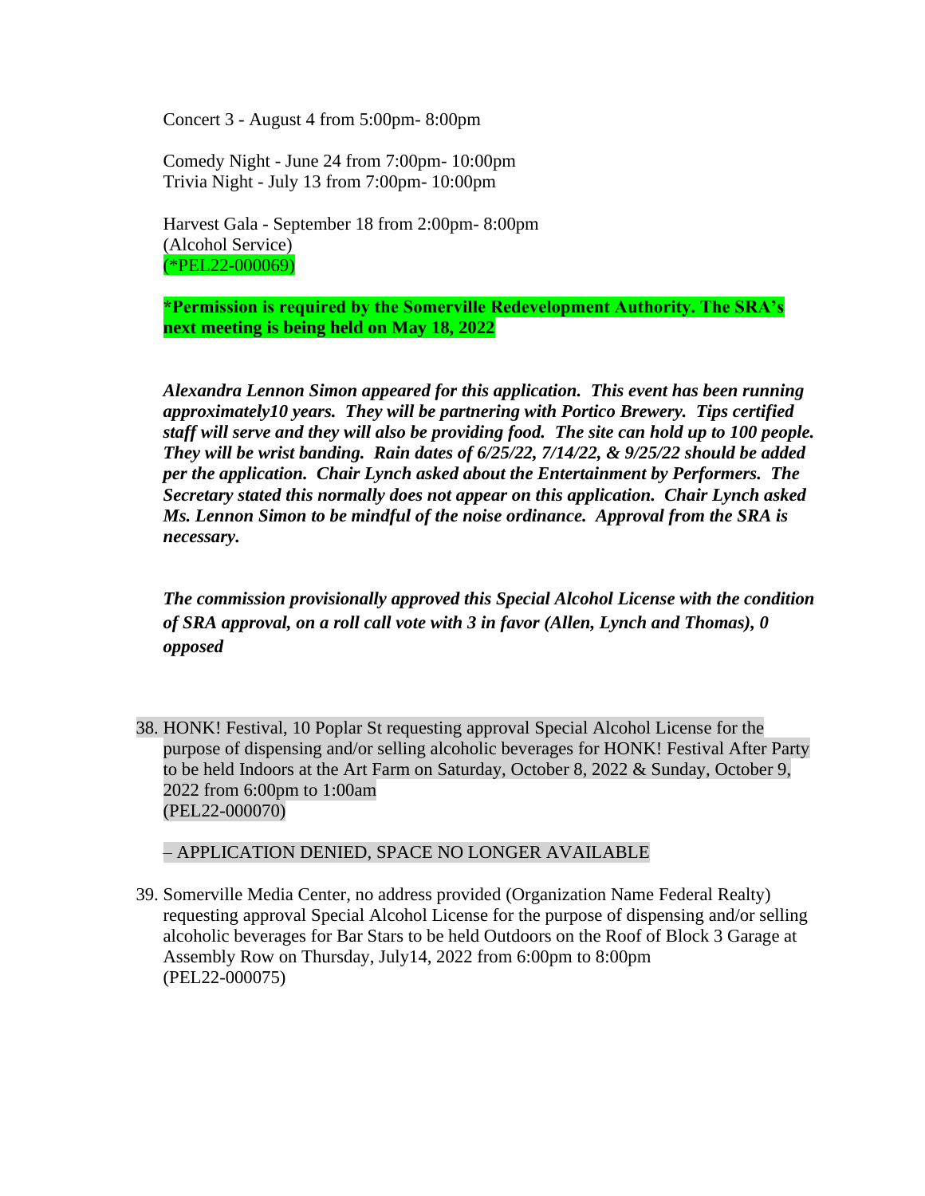Concert 3 - August 4 from 5:00pm- 8:00pm

Comedy Night - June 24 from 7:00pm- 10:00pm
Trivia Night - July 13 from 7:00pm- 10:00pm

Harvest Gala - September 18 from 2:00pm- 8:00pm
(Alcohol Service)
(*PEL22-000069)

**\*Permission is required by the Somerville Redevelopment Authority. The SRA's next meeting is being held on May 18, 2022**

***Alexandra Lennon Simon appeared for this application. This event has been running approximately10 years. They will be partnering with Portico Brewery. Tips certified staff will serve and they will also be providing food. The site can hold up to 100 people. They will be wrist banding. Rain dates of 6/25/22, 7/14/22, & 9/25/22 should be added per the application. Chair Lynch asked about the Entertainment by Performers. The Secretary stated this normally does not appear on this application. Chair Lynch asked Ms. Lennon Simon to be mindful of the noise ordinance. Approval from the SRA is necessary.***

***The commission provisionally approved this Special Alcohol License with the condition of SRA approval, on a roll call vote with 3 in favor (Allen, Lynch and Thomas), 0 opposed***

38. HONK! Festival, 10 Poplar St requesting approval Special Alcohol License for the purpose of dispensing and/or selling alcoholic beverages for HONK! Festival After Party to be held Indoors at the Art Farm on Saturday, October 8, 2022 & Sunday, October 9, 2022 from 6:00pm to 1:00am
(PEL22-000070)

– APPLICATION DENIED, SPACE NO LONGER AVAILABLE

39. Somerville Media Center, no address provided (Organization Name Federal Realty) requesting approval Special Alcohol License for the purpose of dispensing and/or selling alcoholic beverages for Bar Stars to be held Outdoors on the Roof of Block 3 Garage at Assembly Row on Thursday, July14, 2022 from 6:00pm to 8:00pm
(PEL22-000075)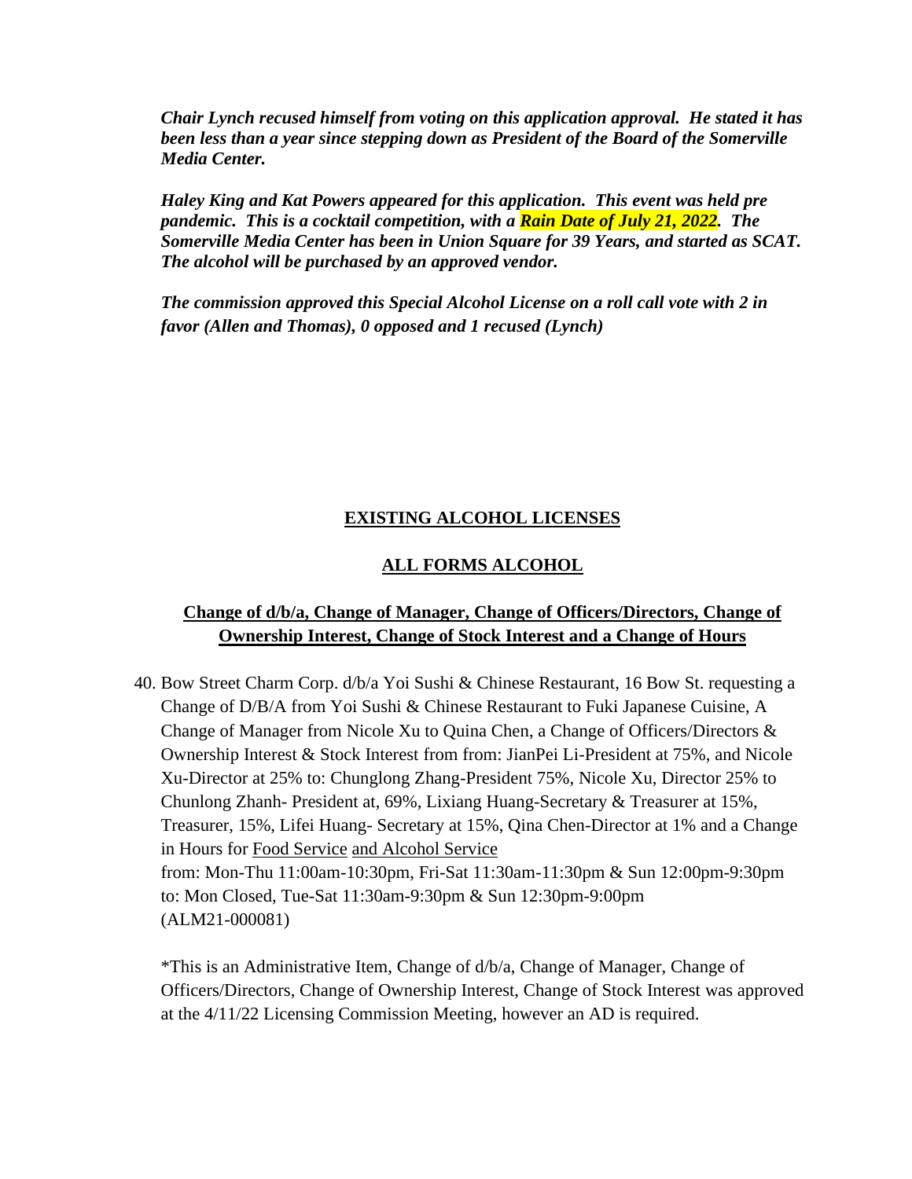***Chair Lynch recused himself from voting on this application approval. He stated it has been less than a year since stepping down as President of the Board of the Somerville Media Center.***

***Haley King and Kat Powers appeared for this application. This event was held pre pandemic. This is a cocktail competition, with a Rain Date of July 21, 2022. The Somerville Media Center has been in Union Square for 39 Years, and started as SCAT. The alcohol will be purchased by an approved vendor.***

***The commission approved this Special Alcohol License on a roll call vote with 2 in favor (Allen and Thomas), 0 opposed and 1 recused (Lynch)***

## EXISTING ALCOHOL LICENSES

## ALL FORMS ALCOHOL

### Change of d/b/a, Change of Manager, Change of Officers/Directors, Change of Ownership Interest, Change of Stock Interest and a Change of Hours

40. Bow Street Charm Corp. d/b/a Yoi Sushi & Chinese Restaurant, 16 Bow St. requesting a Change of D/B/A from Yoi Sushi & Chinese Restaurant to Fuki Japanese Cuisine, A Change of Manager from Nicole Xu to Quina Chen, a Change of Officers/Directors & Ownership Interest & Stock Interest from from: JianPei Li-President at 75%, and Nicole Xu-Director at 25% to: Chunglong Zhang-President 75%, Nicole Xu, Director 25% to Chunlong Zhanh- President at, 69%, Lixiang Huang-Secretary & Treasurer at 15%, Treasurer, 15%, Lifei Huang- Secretary at 15%, Qina Chen-Director at 1% and a Change in Hours for Food Service and Alcohol Service
    from: Mon-Thu 11:00am-10:30pm, Fri-Sat 11:30am-11:30pm & Sun 12:00pm-9:30pm
    to: Mon Closed, Tue-Sat 11:30am-9:30pm & Sun 12:30pm-9:00pm
    (ALM21-000081)

    *This is an Administrative Item, Change of d/b/a, Change of Manager, Change of Officers/Directors, Change of Ownership Interest, Change of Stock Interest was approved at the 4/11/22 Licensing Commission Meeting, however an AD is required.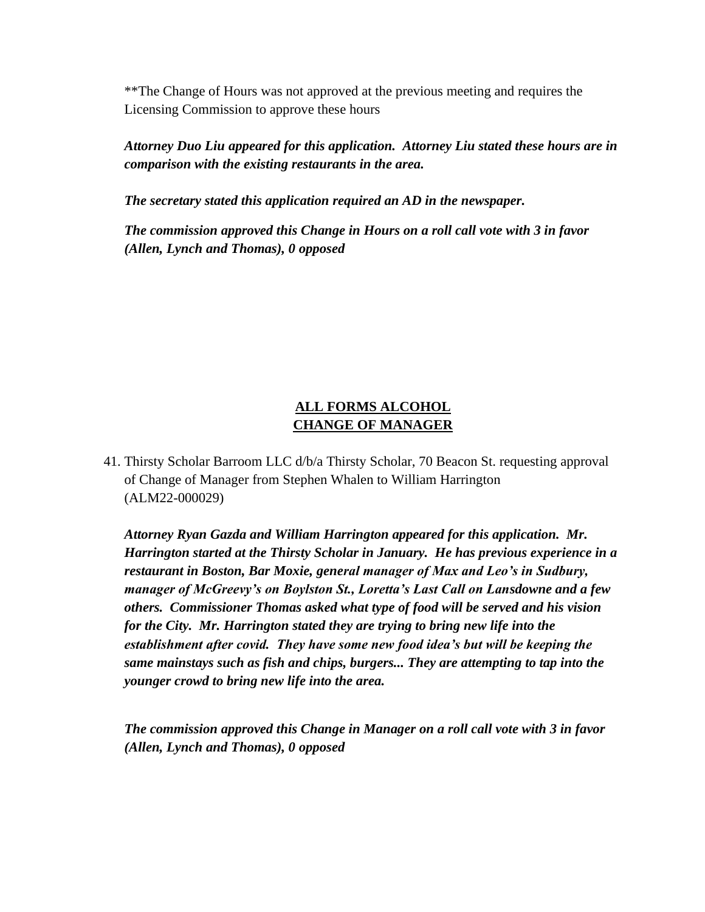**The Change of Hours was not approved at the previous meeting and requires the Licensing Commission to approve these hours

***Attorney Duo Liu appeared for this application. Attorney Liu stated these hours are in comparison with the existing restaurants in the area.***

***The secretary stated this application required an AD in the newspaper.***

***The commission approved this Change in Hours on a roll call vote with 3 in favor (Allen, Lynch and Thomas), 0 opposed***

## ALL FORMS ALCOHOL
## CHANGE OF MANAGER

41. Thirsty Scholar Barroom LLC d/b/a Thirsty Scholar, 70 Beacon St. requesting approval of Change of Manager from Stephen Whalen to William Harrington (ALM22-000029)

***Attorney Ryan Gazda and William Harrington appeared for this application. Mr. Harrington started at the Thirsty Scholar in January. He has previous experience in a restaurant in Boston, Bar Moxie, general manager of Max and Leo's in Sudbury, manager of McGreevy's on Boylston St., Loretta's Last Call on Lansdowne and a few others. Commissioner Thomas asked what type of food will be served and his vision for the City. Mr. Harrington stated they are trying to bring new life into the establishment after covid. They have some new food idea's but will be keeping the same mainstays such as fish and chips, burgers... They are attempting to tap into the younger crowd to bring new life into the area.***

***The commission approved this Change in Manager on a roll call vote with 3 in favor (Allen, Lynch and Thomas), 0 opposed***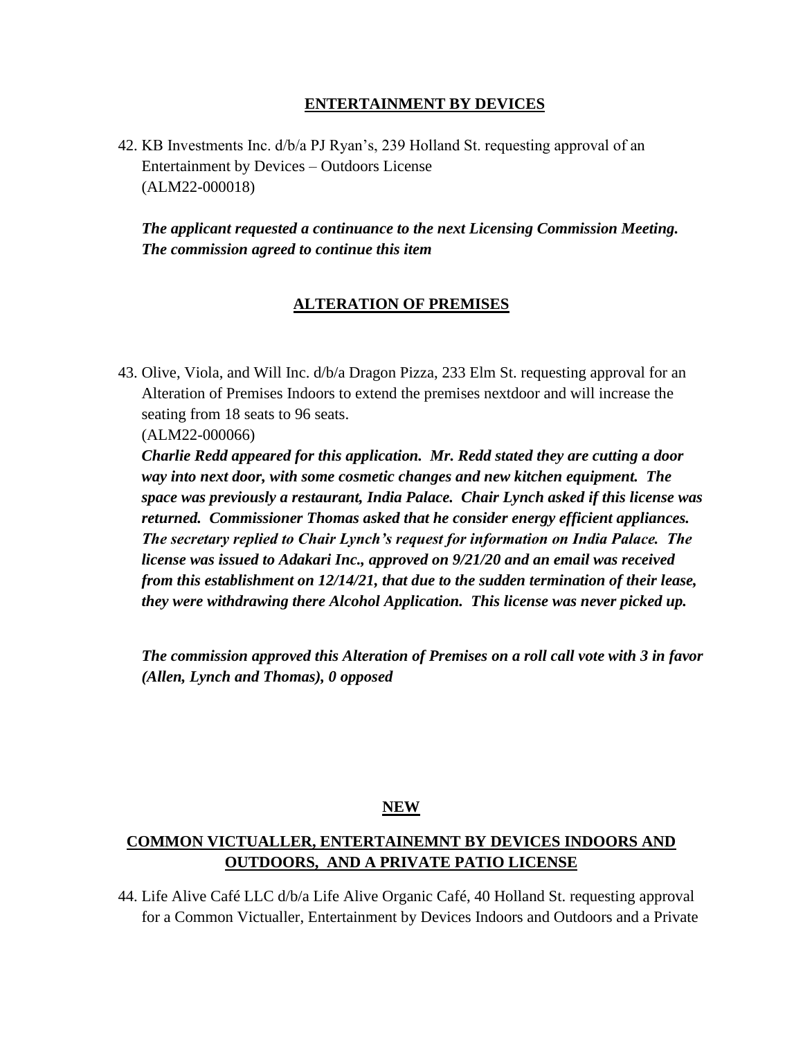## ENTERTAINMENT BY DEVICES

42. KB Investments Inc. d/b/a PJ Ryan's, 239 Holland St. requesting approval of an Entertainment by Devices – Outdoors License
(ALM22-000018)

***The applicant requested a continuance to the next Licensing Commission Meeting. The commission agreed to continue this item***

## ALTERATION OF PREMISES

43. Olive, Viola, and Will Inc. d/b/a Dragon Pizza, 233 Elm St. requesting approval for an Alteration of Premises Indoors to extend the premises nextdoor and will increase the seating from 18 seats to 96 seats.
(ALM22-000066)
***Charlie Redd appeared for this application. Mr. Redd stated they are cutting a door way into next door, with some cosmetic changes and new kitchen equipment. The space was previously a restaurant, India Palace. Chair Lynch asked if this license was returned. Commissioner Thomas asked that he consider energy efficient appliances. The secretary replied to Chair Lynch's request for information on India Palace. The license was issued to Adakari Inc., approved on 9/21/20 and an email was received from this establishment on 12/14/21, that due to the sudden termination of their lease, they were withdrawing there Alcohol Application. This license was never picked up.***

***The commission approved this Alteration of Premises on a roll call vote with 3 in favor (Allen, Lynch and Thomas), 0 opposed***

## NEW

## COMMON VICTUALLER, ENTERTAINEMNT BY DEVICES INDOORS AND OUTDOORS, AND A PRIVATE PATIO LICENSE

44. Life Alive Café LLC d/b/a Life Alive Organic Café, 40 Holland St. requesting approval for a Common Victualler, Entertainment by Devices Indoors and Outdoors and a Private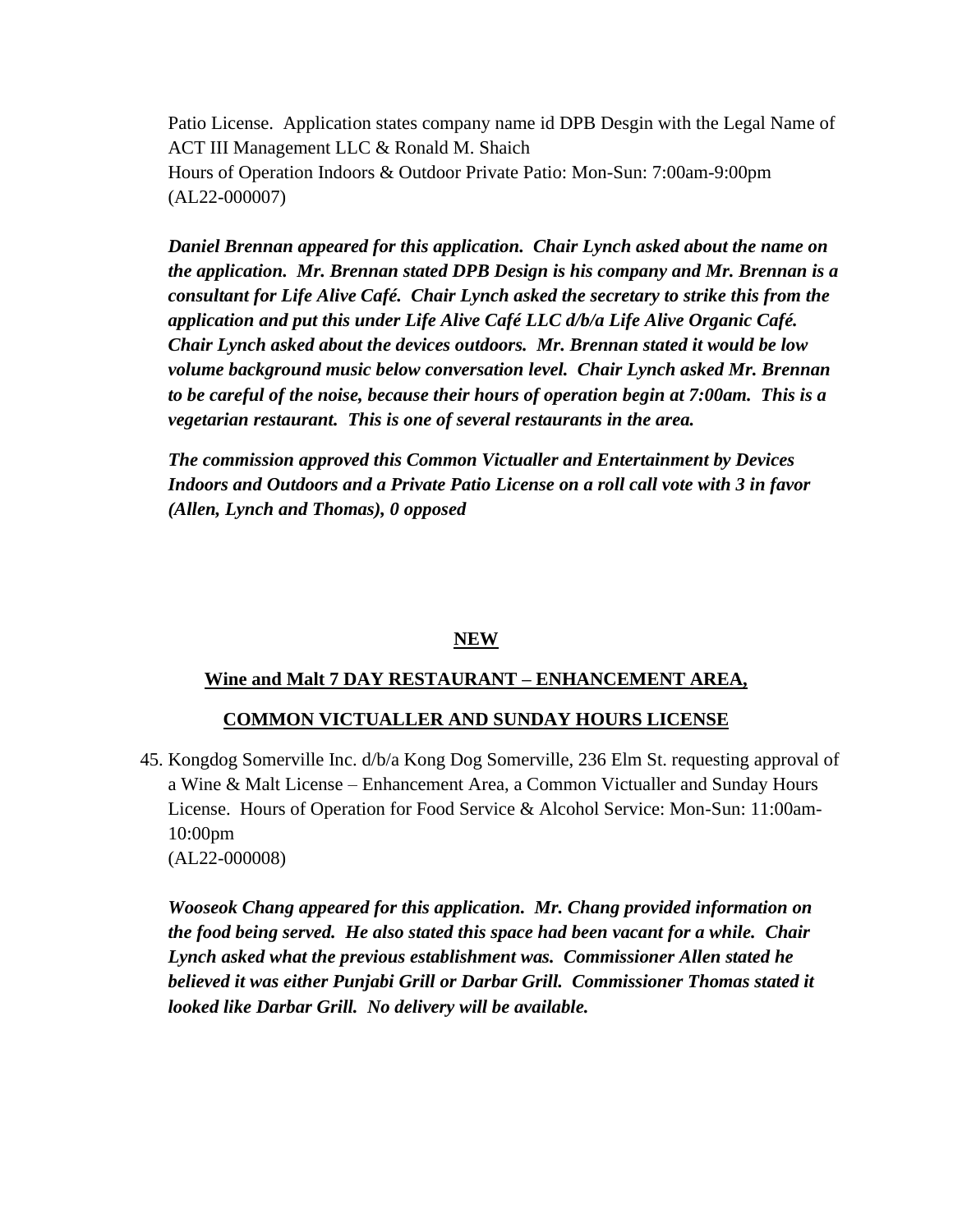Patio License. Application states company name id DPB Desgin with the Legal Name of ACT III Management LLC & Ronald M. Shaich
Hours of Operation Indoors & Outdoor Private Patio: Mon-Sun: 7:00am-9:00pm
(AL22-000007)

***Daniel Brennan appeared for this application. Chair Lynch asked about the name on the application. Mr. Brennan stated DPB Design is his company and Mr. Brennan is a consultant for Life Alive Café. Chair Lynch asked the secretary to strike this from the application and put this under Life Alive Café LLC d/b/a Life Alive Organic Café. Chair Lynch asked about the devices outdoors. Mr. Brennan stated it would be low volume background music below conversation level. Chair Lynch asked Mr. Brennan to be careful of the noise, because their hours of operation begin at 7:00am. This is a vegetarian restaurant. This is one of several restaurants in the area.***

***The commission approved this Common Victualler and Entertainment by Devices Indoors and Outdoors and a Private Patio License on a roll call vote with 3 in favor (Allen, Lynch and Thomas), 0 opposed***

**NEW**

**Wine and Malt 7 DAY RESTAURANT – ENHANCEMENT AREA,**

**COMMON VICTUALLER AND SUNDAY HOURS LICENSE**

45. Kongdog Somerville Inc. d/b/a Kong Dog Somerville, 236 Elm St. requesting approval of a Wine & Malt License – Enhancement Area, a Common Victualler and Sunday Hours License. Hours of Operation for Food Service & Alcohol Service: Mon-Sun: 11:00am-10:00pm
(AL22-000008)

***Wooseok Chang appeared for this application. Mr. Chang provided information on the food being served. He also stated this space had been vacant for a while. Chair Lynch asked what the previous establishment was. Commissioner Allen stated he believed it was either Punjabi Grill or Darbar Grill. Commissioner Thomas stated it looked like Darbar Grill. No delivery will be available.***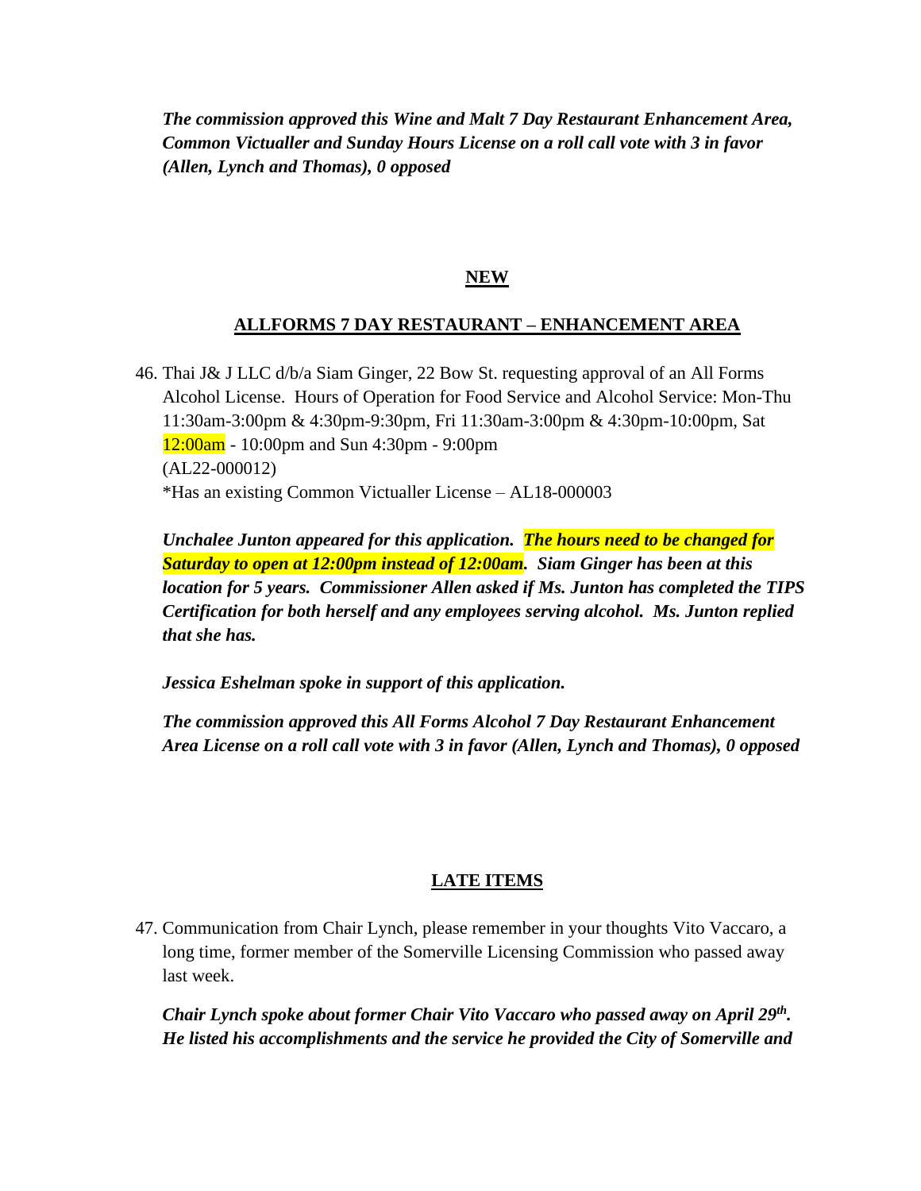***The commission approved this Wine and Malt 7 Day Restaurant Enhancement Area, Common Victualler and Sunday Hours License on a roll call vote with 3 in favor (Allen, Lynch and Thomas), 0 opposed***

**NEW**

**ALLFORMS 7 DAY RESTAURANT – ENHANCEMENT AREA**

46. Thai J& J LLC d/b/a Siam Ginger, 22 Bow St. requesting approval of an All Forms Alcohol License. Hours of Operation for Food Service and Alcohol Service: Mon-Thu 11:30am-3:00pm & 4:30pm-9:30pm, Fri 11:30am-3:00pm & 4:30pm-10:00pm, Sat 12:00am - 10:00pm and Sun 4:30pm - 9:00pm
(AL22-000012)
*Has an existing Common Victualler License – AL18-000003

***Unchalee Junton appeared for this application. The hours need to be changed for Saturday to open at 12:00pm instead of 12:00am. Siam Ginger has been at this location for 5 years. Commissioner Allen asked if Ms. Junton has completed the TIPS Certification for both herself and any employees serving alcohol. Ms. Junton replied that she has.***

***Jessica Eshelman spoke in support of this application.***

***The commission approved this All Forms Alcohol 7 Day Restaurant Enhancement Area License on a roll call vote with 3 in favor (Allen, Lynch and Thomas), 0 opposed***

**LATE ITEMS**

47. Communication from Chair Lynch, please remember in your thoughts Vito Vaccaro, a long time, former member of the Somerville Licensing Commission who passed away last week.

***Chair Lynch spoke about former Chair Vito Vaccaro who passed away on April 29th. He listed his accomplishments and the service he provided the City of Somerville and***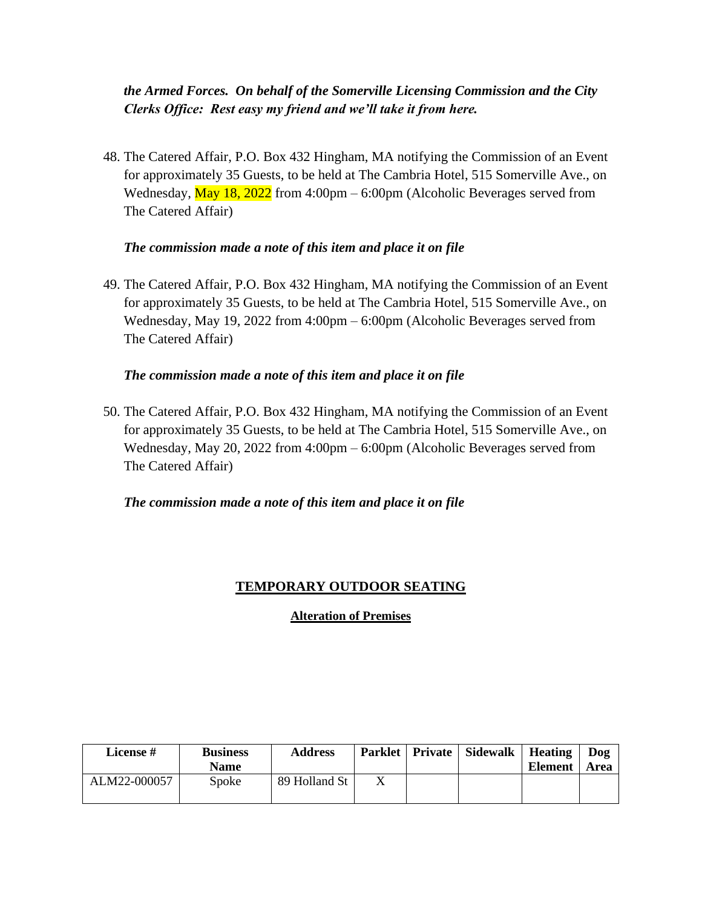***the Armed Forces. On behalf of the Somerville Licensing Commission and the City Clerks Office: Rest easy my friend and we'll take it from here.***

48. The Catered Affair, P.O. Box 432 Hingham, MA notifying the Commission of an Event for approximately 35 Guests, to be held at The Cambria Hotel, 515 Somerville Ave., on Wednesday, May 18, 2022 from 4:00pm – 6:00pm (Alcoholic Beverages served from The Catered Affair)

    ***The commission made a note of this item and place it on file***

49. The Catered Affair, P.O. Box 432 Hingham, MA notifying the Commission of an Event for approximately 35 Guests, to be held at The Cambria Hotel, 515 Somerville Ave., on Wednesday, May 19, 2022 from 4:00pm – 6:00pm (Alcoholic Beverages served from The Catered Affair)

    ***The commission made a note of this item and place it on file***

50. The Catered Affair, P.O. Box 432 Hingham, MA notifying the Commission of an Event for approximately 35 Guests, to be held at The Cambria Hotel, 515 Somerville Ave., on Wednesday, May 20, 2022 from 4:00pm – 6:00pm (Alcoholic Beverages served from The Catered Affair)

    ***The commission made a note of this item and place it on file***

## TEMPORARY OUTDOOR SEATING

### Alteration of Premises

| License # | Business Name | Address | Parklet | Private | Sidewalk | Heating Element | Dog Area |
|---|---|---|---|---|---|---|---|
| ALM22-000057 | Spoke | 89 Holland St | X | | | | |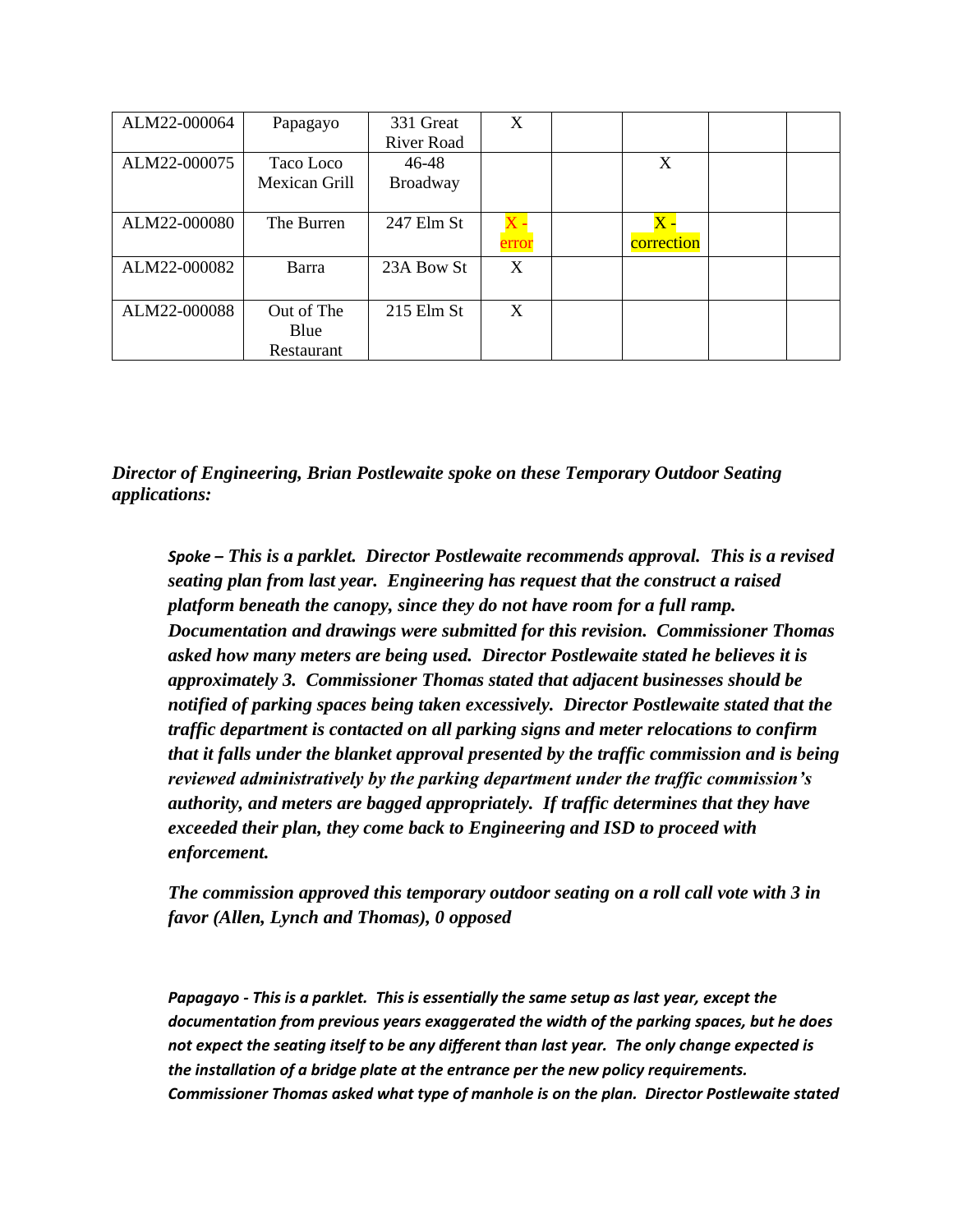| ALM22-000064 | Papagayo | 331 Great River Road | X | | | | |
|---|---|---|---|---|---|---|---|
| ALM22-000075 | Taco Loco Mexican Grill | 46-48 Broadway | | | X | | |
| ALM22-000080 | The Burren | 247 Elm St | X - error | | X - correction | | |
| ALM22-000082 | Barra | 23A Bow St | X | | | | |
| ALM22-000088 | Out of The Blue Restaurant | 215 Elm St | X | | | | |

***Director of Engineering, Brian Postlewaite spoke on these Temporary Outdoor Seating applications:***

> ***Spoke – This is a parklet. Director Postlewaite recommends approval. This is a revised seating plan from last year. Engineering has request that the construct a raised platform beneath the canopy, since they do not have room for a full ramp. Documentation and drawings were submitted for this revision. Commissioner Thomas asked how many meters are being used. Director Postlewaite stated he believes it is approximately 3. Commissioner Thomas stated that adjacent businesses should be notified of parking spaces being taken excessively. Director Postlewaite stated that the traffic department is contacted on all parking signs and meter relocations to confirm that it falls under the blanket approval presented by the traffic commission and is being reviewed administratively by the parking department under the traffic commission's authority, and meters are bagged appropriately. If traffic determines that they have exceeded their plan, they come back to Engineering and ISD to proceed with enforcement.***
>
> ***The commission approved this temporary outdoor seating on a roll call vote with 3 in favor (Allen, Lynch and Thomas), 0 opposed***
>
> ***Papagayo - This is a parklet. This is essentially the same setup as last year, except the documentation from previous years exaggerated the width of the parking spaces, but he does not expect the seating itself to be any different than last year. The only change expected is the installation of a bridge plate at the entrance per the new policy requirements. Commissioner Thomas asked what type of manhole is on the plan. Director Postlewaite stated***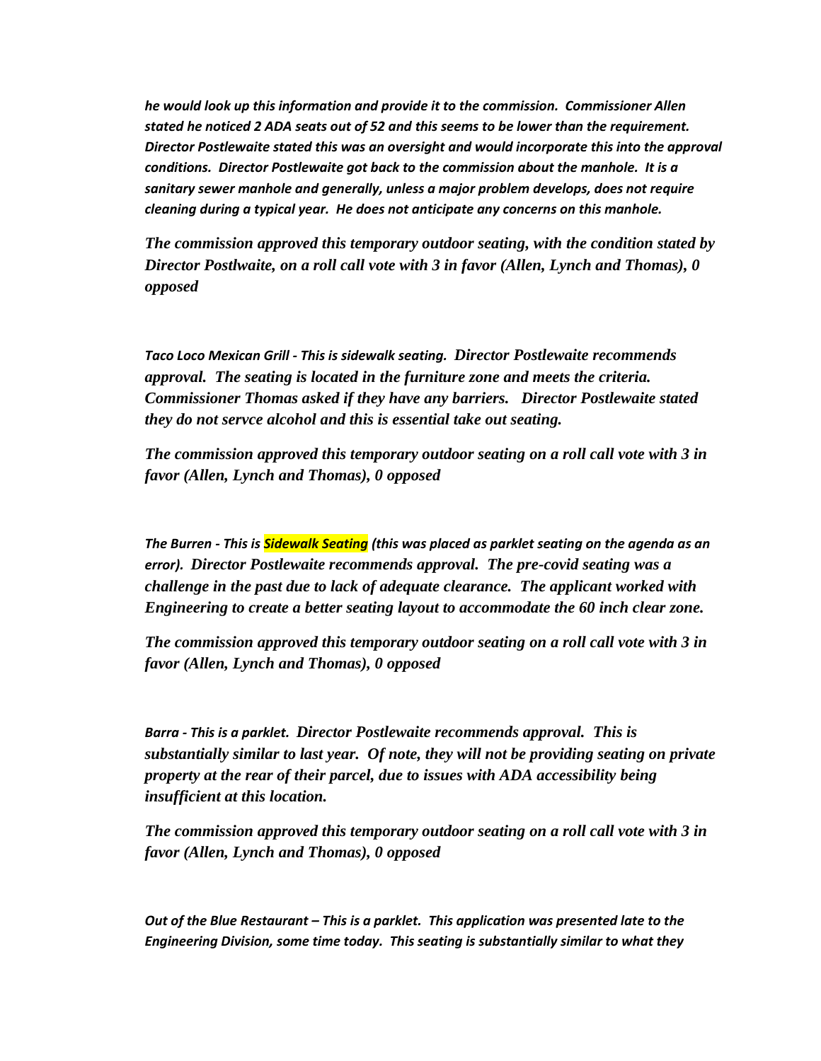*he would look up this information and provide it to the commission. Commissioner Allen stated he noticed 2 ADA seats out of 52 and this seems to be lower than the requirement. Director Postlewaite stated this was an oversight and would incorporate this into the approval conditions. Director Postlewaite got back to the commission about the manhole. It is a sanitary sewer manhole and generally, unless a major problem develops, does not require cleaning during a typical year. He does not anticipate any concerns on this manhole.*

***The commission approved this temporary outdoor seating, with the condition stated by Director Postlwaite, on a roll call vote with 3 in favor (Allen, Lynch and Thomas), 0 opposed***

*Taco Loco Mexican Grill - This is sidewalk seating.* ***Director Postlewaite recommends approval. The seating is located in the furniture zone and meets the criteria. Commissioner Thomas asked if they have any barriers. Director Postlewaite stated they do not servce alcohol and this is essential take out seating.***

***The commission approved this temporary outdoor seating on a roll call vote with 3 in favor (Allen, Lynch and Thomas), 0 opposed***

*The Burren - This is Sidewalk Seating (this was placed as parklet seating on the agenda as an error).* ***Director Postlewaite recommends approval. The pre-covid seating was a challenge in the past due to lack of adequate clearance. The applicant worked with Engineering to create a better seating layout to accommodate the 60 inch clear zone.***

***The commission approved this temporary outdoor seating on a roll call vote with 3 in favor (Allen, Lynch and Thomas), 0 opposed***

*Barra - This is a parklet.* ***Director Postlewaite recommends approval. This is substantially similar to last year. Of note, they will not be providing seating on private property at the rear of their parcel, due to issues with ADA accessibility being insufficient at this location.***

***The commission approved this temporary outdoor seating on a roll call vote with 3 in favor (Allen, Lynch and Thomas), 0 opposed***

*Out of the Blue Restaurant – This is a parklet. This application was presented late to the Engineering Division, some time today. This seating is substantially similar to what they*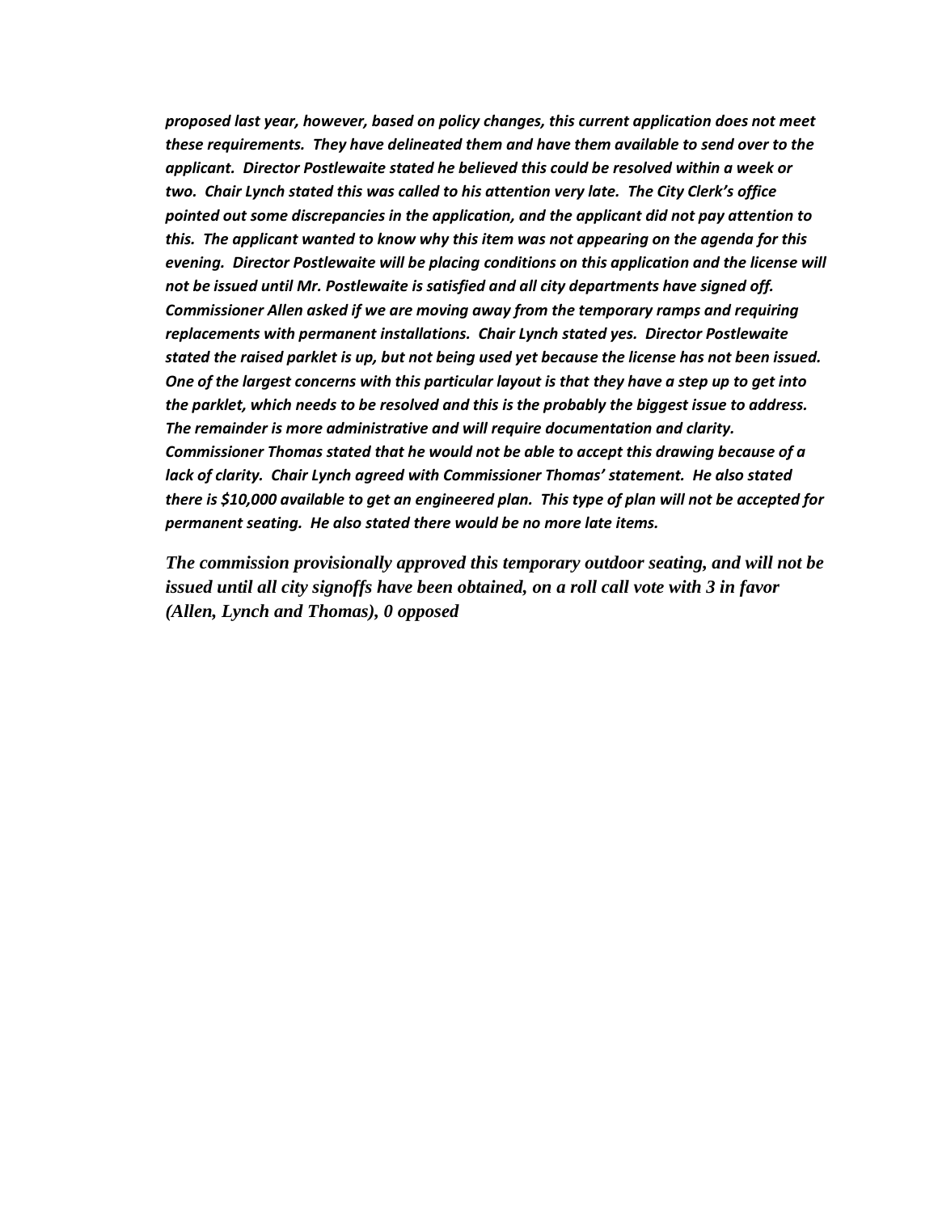*proposed last year, however, based on policy changes, this current application does not meet these requirements. They have delineated them and have them available to send over to the applicant. Director Postlewaite stated he believed this could be resolved within a week or two. Chair Lynch stated this was called to his attention very late. The City Clerk's office pointed out some discrepancies in the application, and the applicant did not pay attention to this. The applicant wanted to know why this item was not appearing on the agenda for this evening. Director Postlewaite will be placing conditions on this application and the license will not be issued until Mr. Postlewaite is satisfied and all city departments have signed off. Commissioner Allen asked if we are moving away from the temporary ramps and requiring replacements with permanent installations. Chair Lynch stated yes. Director Postlewaite stated the raised parklet is up, but not being used yet because the license has not been issued. One of the largest concerns with this particular layout is that they have a step up to get into the parklet, which needs to be resolved and this is the probably the biggest issue to address. The remainder is more administrative and will require documentation and clarity. Commissioner Thomas stated that he would not be able to accept this drawing because of a lack of clarity. Chair Lynch agreed with Commissioner Thomas' statement. He also stated there is $10,000 available to get an engineered plan. This type of plan will not be accepted for permanent seating. He also stated there would be no more late items.*

***The commission provisionally approved this temporary outdoor seating, and will not be issued until all city signoffs have been obtained, on a roll call vote with 3 in favor (Allen, Lynch and Thomas), 0 opposed***